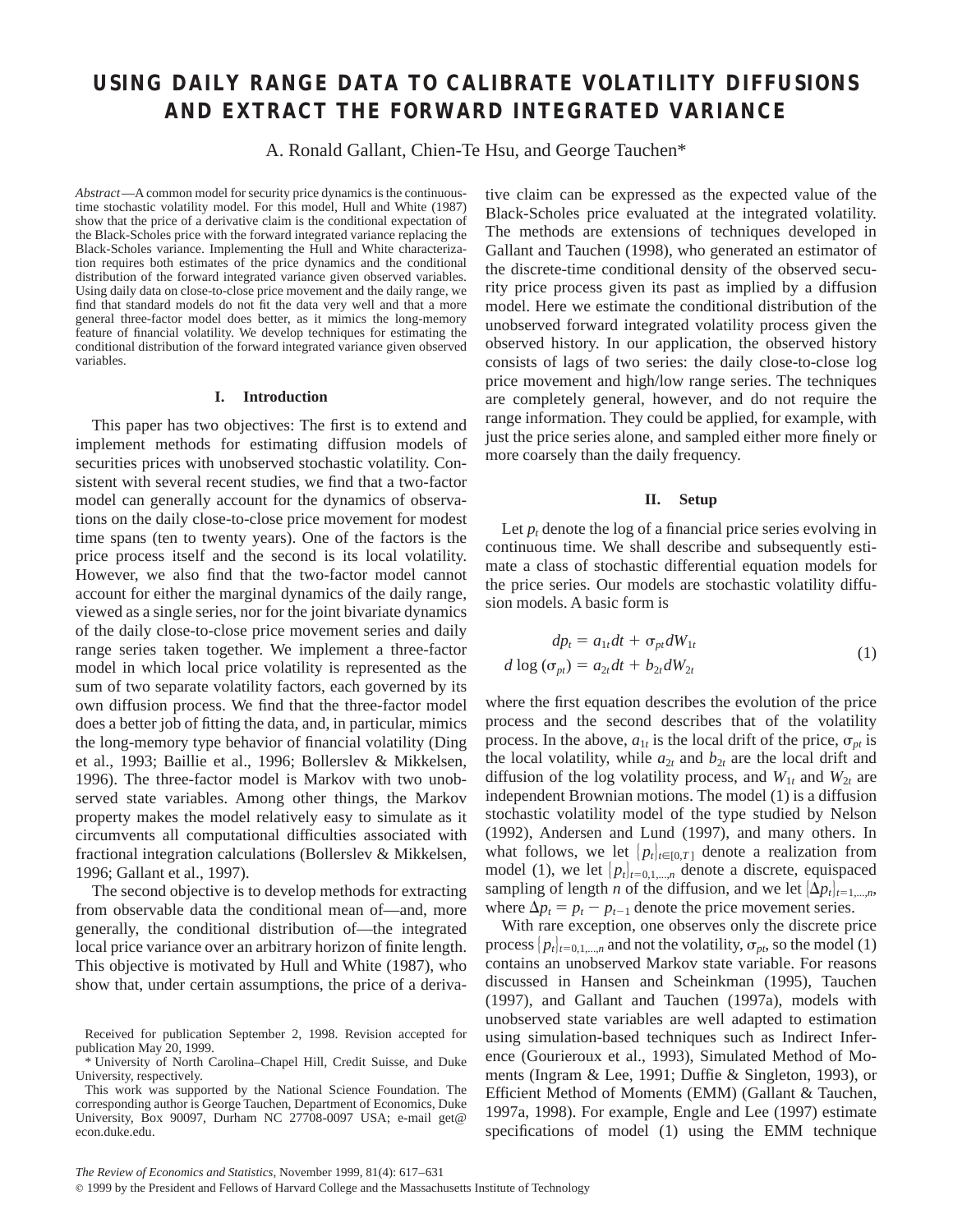# USING DAILY RANGE DATA TO CALIBRATE VOLATILITY DIFFUSIONS AND EXTRACT THE FORWARD INTEGRATED VARIANCE

A. Ronald Gallant, Chien-Te Hsu, and George Tauchen*

*Abstract*—A common model for security price dynamics is the continuous-time stochastic volatility model. For this model, Hull and White (1987) show that the price of a derivative claim is the conditional expectation of the Black-Scholes price with the forward integrated variance replacing the Black-Scholes variance. Implementing the Hull and White characterization requires both estimates of the price dynamics and the conditional distribution of the forward integrated variance given observed variables. Using daily data on close-to-close price movement and the daily range, we find that standard models do not fit the data very well and that a more general three-factor model does better, as it mimics the long-memory feature of financial volatility. We develop techniques for estimating the conditional distribution of the forward integrated variance given observed variables.

## I. Introduction

This paper has two objectives: The first is to extend and implement methods for estimating diffusion models of securities prices with unobserved stochastic volatility. Consistent with several recent studies, we find that a two-factor model can generally account for the dynamics of observations on the daily close-to-close price movement for modest time spans (ten to twenty years). One of the factors is the price process itself and the second is its local volatility. However, we also find that the two-factor model cannot account for either the marginal dynamics of the daily range, viewed as a single series, nor for the joint bivariate dynamics of the daily close-to-close price movement series and daily range series taken together. We implement a three-factor model in which local price volatility is represented as the sum of two separate volatility factors, each governed by its own diffusion process. We find that the three-factor model does a better job of fitting the data, and, in particular, mimics the long-memory type behavior of financial volatility (Ding et al., 1993; Baillie et al., 1996; Bollerslev & Mikkelsen, 1996). The three-factor model is Markov with two unobserved state variables. Among other things, the Markov property makes the model relatively easy to simulate as it circumvents all computational difficulties associated with fractional integration calculations (Bollerslev & Mikkelsen, 1996; Gallant et al., 1997).

The second objective is to develop methods for extracting from observable data the conditional mean of—and, more generally, the conditional distribution of—the integrated local price variance over an arbitrary horizon of finite length. This objective is motivated by Hull and White (1987), who show that, under certain assumptions, the price of a derivative claim can be expressed as the expected value of the Black-Scholes price evaluated at the integrated volatility. The methods are extensions of techniques developed in Gallant and Tauchen (1998), who generated an estimator of the discrete-time conditional density of the observed security price process given its past as implied by a diffusion model. Here we estimate the conditional distribution of the unobserved forward integrated volatility process given the observed history. In our application, the observed history consists of lags of two series: the daily close-to-close log price movement and high/low range series. The techniques are completely general, however, and do not require the range information. They could be applied, for example, with just the price series alone, and sampled either more finely or more coarsely than the daily frequency.

## II. Setup

Let $p_t$ denote the log of a financial price series evolving in continuous time. We shall describe and subsequently estimate a class of stochastic differential equation models for the price series. Our models are stochastic volatility diffusion models. A basic form is

$$
\begin{aligned}
dp_t &= a_{1t}dt + \sigma_{pt}dW_{1t} \\
d\log(\sigma_{pt}) &= a_{2t}dt + b_{2t}dW_{2t}
\end{aligned}
\tag{1}
$$

where the first equation describes the evolution of the price process and the second describes that of the volatility process. In the above, $a_{1t}$ is the local drift of the price, $\sigma_{pt}$ is the local volatility, while $a_{2t}$ and $b_{2t}$ are the local drift and diffusion of the log volatility process, and $W_{1t}$ and $W_{2t}$ are independent Brownian motions. The model (1) is a diffusion stochastic volatility model of the type studied by Nelson (1992), Andersen and Lund (1997), and many others. In what follows, we let $\{p_t\}_{t\in[0,T]}$ denote a realization from model (1), we let $\{p_t\}_{t=0,1,\ldots,n}$ denote a discrete, equispaced sampling of length $n$ of the diffusion, and we let $\{\Delta p_t\}_{t=1,\ldots,n}$, where $\Delta p_t = p_t - p_{t-1}$ denote the price movement series.

With rare exception, one observes only the discrete price process $\{p_t\}_{t=0,1,\ldots,n}$ and not the volatility, $\sigma_{pt}$, so the model (1) contains an unobserved Markov state variable. For reasons discussed in Hansen and Scheinkman (1995), Tauchen (1997), and Gallant and Tauchen (1997a), models with unobserved state variables are well adapted to estimation using simulation-based techniques such as Indirect Inference (Gourieroux et al., 1993), Simulated Method of Moments (Ingram & Lee, 1991; Duffie & Singleton, 1993), or Efficient Method of Moments (EMM) (Gallant & Tauchen, 1997a, 1998). For example, Engle and Lee (1997) estimate specifications of model (1) using the EMM technique

Received for publication September 2, 1998. Revision accepted for publication May 20, 1999.

\* University of North Carolina–Chapel Hill, Credit Suisse, and Duke University, respectively.

This work was supported by the National Science Foundation. The corresponding author is George Tauchen, Department of Economics, Duke University, Box 90097, Durham NC 27708-0097 USA; e-mail get@econ.duke.edu.

© 1999 by the President and Fellows of Harvard College and the Massachusetts Institute of Technology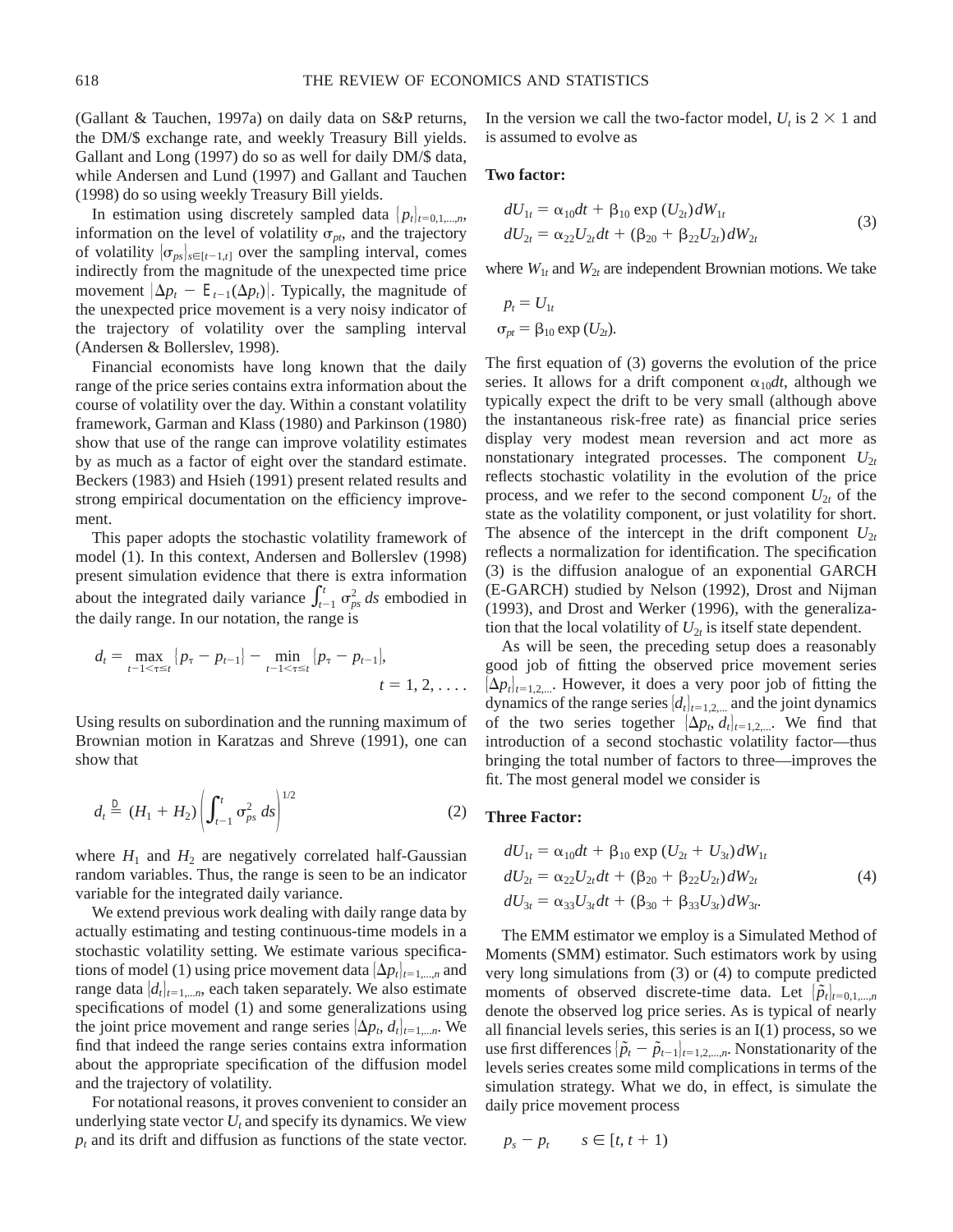(Gallant & Tauchen, 1997a) on daily data on S&P returns, the DM/$ exchange rate, and weekly Treasury Bill yields. Gallant and Long (1997) do so as well for daily DM/$ data, while Andersen and Lund (1997) and Gallant and Tauchen (1998) do so using weekly Treasury Bill yields.

In estimation using discretely sampled data $\{p_t\}_{t=0,1,\ldots,n}$, information on the level of volatility $\sigma_{pt}$, and the trajectory of volatility $\{\sigma_{ps}\}_{s\in[t-1,t]}$ over the sampling interval, comes indirectly from the magnitude of the unexpected time price movement $|\Delta p_t - \mathsf{E}_{t-1}(\Delta p_t)|$. Typically, the magnitude of the unexpected price movement is a very noisy indicator of the trajectory of volatility over the sampling interval (Andersen & Bollerslev, 1998).

Financial economists have long known that the daily range of the price series contains extra information about the course of volatility over the day. Within a constant volatility framework, Garman and Klass (1980) and Parkinson (1980) show that use of the range can improve volatility estimates by as much as a factor of eight over the standard estimate. Beckers (1983) and Hsieh (1991) present related results and strong empirical documentation on the efficiency improvement.

This paper adopts the stochastic volatility framework of model (1). In this context, Andersen and Bollerslev (1998) present simulation evidence that there is extra information about the integrated daily variance $\int_{t-1}^{t} \sigma_{ps}^2\, ds$ embodied in the daily range. In our notation, the range is

$$d_t = \max_{t-1<\tau\leq t} \{p_\tau - p_{t-1}\} - \min_{t-1<\tau\leq t} \{p_\tau - p_{t-1}\}, \qquad t = 1, 2, \ldots.$$

Using results on subordination and the running maximum of Brownian motion in Karatzas and Shreve (1991), one can show that

$$d_t \overset{\mathsf{D}}{=} (H_1 + H_2)\left(\int_{t-1}^{t} \sigma_{ps}^2\, ds\right)^{1/2} \tag{2}$$

where $H_1$ and $H_2$ are negatively correlated half-Gaussian random variables. Thus, the range is seen to be an indicator variable for the integrated daily variance.

We extend previous work dealing with daily range data by actually estimating and testing continuous-time models in a stochastic volatility setting. We estimate various specifications of model (1) using price movement data $\{\Delta p_t\}_{t=1,\ldots,n}$ and range data $\{d_t\}_{t=1,\ldots,n}$, each taken separately. We also estimate specifications of model (1) and some generalizations using the joint price movement and range series $\{\Delta p_t, d_t\}_{t=1,\ldots,n}$. We find that indeed the range series contains extra information about the appropriate specification of the diffusion model and the trajectory of volatility.

For notational reasons, it proves convenient to consider an underlying state vector $U_t$ and specify its dynamics. We view $p_t$ and its drift and diffusion as functions of the state vector. In the version we call the two-factor model, $U_t$ is $2 \times 1$ and is assumed to evolve as

**Two factor:**

$$\begin{aligned} dU_{1t} &= \alpha_{10}dt + \beta_{10}\exp(U_{2t})\,dW_{1t} \\ dU_{2t} &= \alpha_{22}U_{2t}dt + (\beta_{20} + \beta_{22}U_{2t})\,dW_{2t} \end{aligned} \tag{3}$$

where $W_{1t}$ and $W_{2t}$ are independent Brownian motions. We take

$$\begin{aligned} p_t &= U_{1t} \\ \sigma_{pt} &= \beta_{10}\exp(U_{2t}). \end{aligned}$$

The first equation of (3) governs the evolution of the price series. It allows for a drift component $\alpha_{10}dt$, although we typically expect the drift to be very small (although above the instantaneous risk-free rate) as financial price series display very modest mean reversion and act more as nonstationary integrated processes. The component $U_{2t}$ reflects stochastic volatility in the evolution of the price process, and we refer to the second component $U_{2t}$ of the state as the volatility component, or just volatility for short. The absence of the intercept in the drift component $U_{2t}$ reflects a normalization for identification. The specification (3) is the diffusion analogue of an exponential GARCH (E-GARCH) studied by Nelson (1992), Drost and Nijman (1993), and Drost and Werker (1996), with the generalization that the local volatility of $U_{2t}$ is itself state dependent.

As will be seen, the preceding setup does a reasonably good job of fitting the observed price movement series $\{\Delta p_t\}_{t=1,2,\ldots}$. However, it does a very poor job of fitting the dynamics of the range series $\{d_t\}_{t=1,2,\ldots}$ and the joint dynamics of the two series together $\{\Delta p_t, d_t\}_{t=1,2,\ldots}$. We find that introduction of a second stochastic volatility factor—thus bringing the total number of factors to three—improves the fit. The most general model we consider is

**Three Factor:**

$$\begin{aligned} dU_{1t} &= \alpha_{10}dt + \beta_{10}\exp(U_{2t} + U_{3t})\,dW_{1t} \\ dU_{2t} &= \alpha_{22}U_{2t}dt + (\beta_{20} + \beta_{22}U_{2t})\,dW_{2t} \\ dU_{3t} &= \alpha_{33}U_{3t}dt + (\beta_{30} + \beta_{33}U_{3t})\,dW_{3t}. \end{aligned} \tag{4}$$

The EMM estimator we employ is a Simulated Method of Moments (SMM) estimator. Such estimators work by using very long simulations from (3) or (4) to compute predicted moments of observed discrete-time data. Let $\{\tilde{p}_t\}_{t=0,1,\ldots,n}$ denote the observed log price series. As is typical of nearly all financial levels series, this series is an I(1) process, so we use first differences $\{\tilde{p}_t - \tilde{p}_{t-1}\}_{t=1,2,\ldots,n}$. Nonstationarity of the levels series creates some mild complications in terms of the simulation strategy. What we do, in effect, is simulate the daily price movement process

$$p_s - p_t \qquad s \in [t, t+1)$$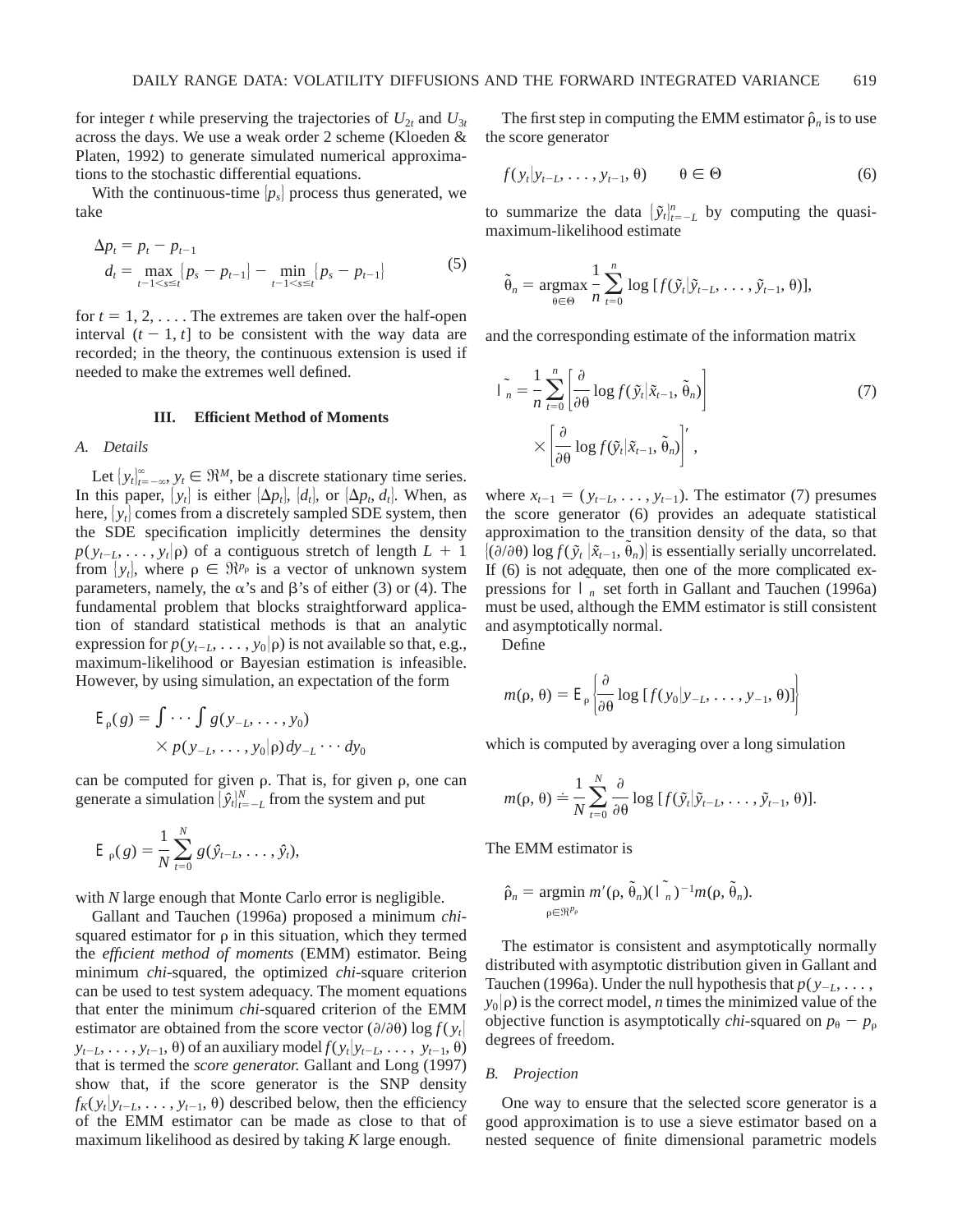for integer $t$ while preserving the trajectories of $U_{2t}$ and $U_{3t}$ across the days. We use a weak order 2 scheme (Kloeden & Platen, 1992) to generate simulated numerical approximations to the stochastic differential equations.

With the continuous-time $\{p_s\}$ process thus generated, we take

$$
\begin{aligned}
\Delta p_t &= p_t - p_{t-1} \\
d_t &= \max_{t-1<s\le t}\{p_s - p_{t-1}\} - \min_{t-1<s\le t}\{p_s - p_{t-1}\}
\end{aligned}
\tag{5}
$$

for $t = 1, 2, \ldots$. The extremes are taken over the half-open interval $(t-1, t]$ to be consistent with the way data are recorded; in the theory, the continuous extension is used if needed to make the extremes well defined.

## III. Efficient Method of Moments

### A. Details

Let $\{y_t\}_{t=-\infty}^{\infty}$, $y_t \in \Re^M$, be a discrete stationary time series. In this paper, $\{y_t\}$ is either $\{\Delta p_t\}$, $\{d_t\}$, or $\{\Delta p_t, d_t\}$. When, as here, $\{y_t\}$ comes from a discretely sampled SDE system, then the SDE specification implicitly determines the density $p(y_{t-L}, \ldots, y_t|\rho)$ of a contiguous stretch of length $L+1$ from $\{y_t\}$, where $\rho \in \Re^{p_\rho}$ is a vector of unknown system parameters, namely, the $\alpha$'s and $\beta$'s of either (3) or (4). The fundamental problem that blocks straightforward application of standard statistical methods is that an analytic expression for $p(y_{t-L}, \ldots, y_0|\rho)$ is not available so that, e.g., maximum-likelihood or Bayesian estimation is infeasible. However, by using simulation, an expectation of the form

$$
\mathcal{E}_\rho(g) = \int \cdots \int g(y_{-L}, \ldots, y_0) \times p(y_{-L}, \ldots, y_0|\rho)\, dy_{-L} \cdots dy_0
$$

can be computed for given $\rho$. That is, for given $\rho$, one can generate a simulation $\{\hat{y}_t\}_{t=-L}^{N}$ from the system and put

$$
\mathcal{E}_\rho(g) = \frac{1}{N}\sum_{t=0}^{N} g(\hat{y}_{t-L}, \ldots, \hat{y}_t),
$$

with $N$ large enough that Monte Carlo error is negligible.

Gallant and Tauchen (1996a) proposed a minimum *chi*-squared estimator for $\rho$ in this situation, which they termed the *efficient method of moments* (EMM) estimator. Being minimum *chi*-squared, the optimized *chi*-square criterion can be used to test system adequacy. The moment equations that enter the minimum *chi*-squared criterion of the EMM estimator are obtained from the score vector $(\partial/\partial\theta)\log f(y_t|y_{t-L}, \ldots, y_{t-1}, \theta)$ of an auxiliary model $f(y_t|y_{t-L}, \ldots, y_{t-1}, \theta)$ that is termed the *score generator.* Gallant and Long (1997) show that, if the score generator is the SNP density $f_K(y_t|y_{t-L}, \ldots, y_{t-1}, \theta)$ described below, then the efficiency of the EMM estimator can be made as close to that of maximum likelihood as desired by taking $K$ large enough.

The first step in computing the EMM estimator $\hat{\rho}_n$ is to use the score generator

$$
f(y_t|y_{t-L}, \ldots, y_{t-1}, \theta) \qquad \theta \in \Theta \tag{6}
$$

to summarize the data $\{\tilde{y}_t\}_{t=-L}^{n}$ by computing the quasi-maximum-likelihood estimate

$$
\tilde{\theta}_n = \underset{\theta\in\Theta}{\operatorname{argmax}} \frac{1}{n}\sum_{t=0}^{n} \log\,[f(\tilde{y}_t|\tilde{y}_{t-L}, \ldots, \tilde{y}_{t-1}, \theta)],
$$

and the corresponding estimate of the information matrix

$$
\tilde{\mathcal{I}}_n = \frac{1}{n}\sum_{t=0}^{n}\left[\frac{\partial}{\partial\theta}\log f(\tilde{y}_t|\tilde{x}_{t-1}, \tilde{\theta}_n)\right] \times \left[\frac{\partial}{\partial\theta}\log f(\tilde{y}_t|\tilde{x}_{t-1}, \tilde{\theta}_n)\right]', \tag{7}
$$

where $x_{t-1} = (y_{t-L}, \ldots, y_{t-1})$. The estimator (7) presumes the score generator (6) provides an adequate statistical approximation to the transition density of the data, so that $\{(\partial/\partial\theta)\log f(\tilde{y}_t\,|\tilde{x}_{t-1}, \tilde{\theta}_n)\}$ is essentially serially uncorrelated. If (6) is not adequate, then one of the more complicated expressions for $\mathcal{I}_n$ set forth in Gallant and Tauchen (1996a) must be used, although the EMM estimator is still consistent and asymptotically normal.

Define

$$
m(\rho, \theta) = \mathcal{E}_\rho\left\{\frac{\partial}{\partial\theta}\log\,[f(y_0|y_{-L}, \ldots, y_{-1}, \theta)]\right\}
$$

which is computed by averaging over a long simulation

$$
m(\rho, \theta) \doteq \frac{1}{N}\sum_{t=0}^{N}\frac{\partial}{\partial\theta}\log\,[f(\tilde{y}_t|\tilde{y}_{t-L}, \ldots, \tilde{y}_{t-1}, \theta)].
$$

The EMM estimator is

$$
\hat{\rho}_n = \underset{\rho\in\Re^{p_\rho}}{\operatorname{argmin}}\, m'(\rho, \tilde{\theta}_n)(\tilde{\mathcal{I}}_n)^{-1} m(\rho, \tilde{\theta}_n).
$$

The estimator is consistent and asymptotically normally distributed with asymptotic distribution given in Gallant and Tauchen (1996a). Under the null hypothesis that $p(y_{-L}, \ldots, y_0|\rho)$ is the correct model, $n$ times the minimized value of the objective function is asymptotically *chi*-squared on $p_\theta - p_\rho$ degrees of freedom.

### B. Projection

One way to ensure that the selected score generator is a good approximation is to use a sieve estimator based on a nested sequence of finite dimensional parametric models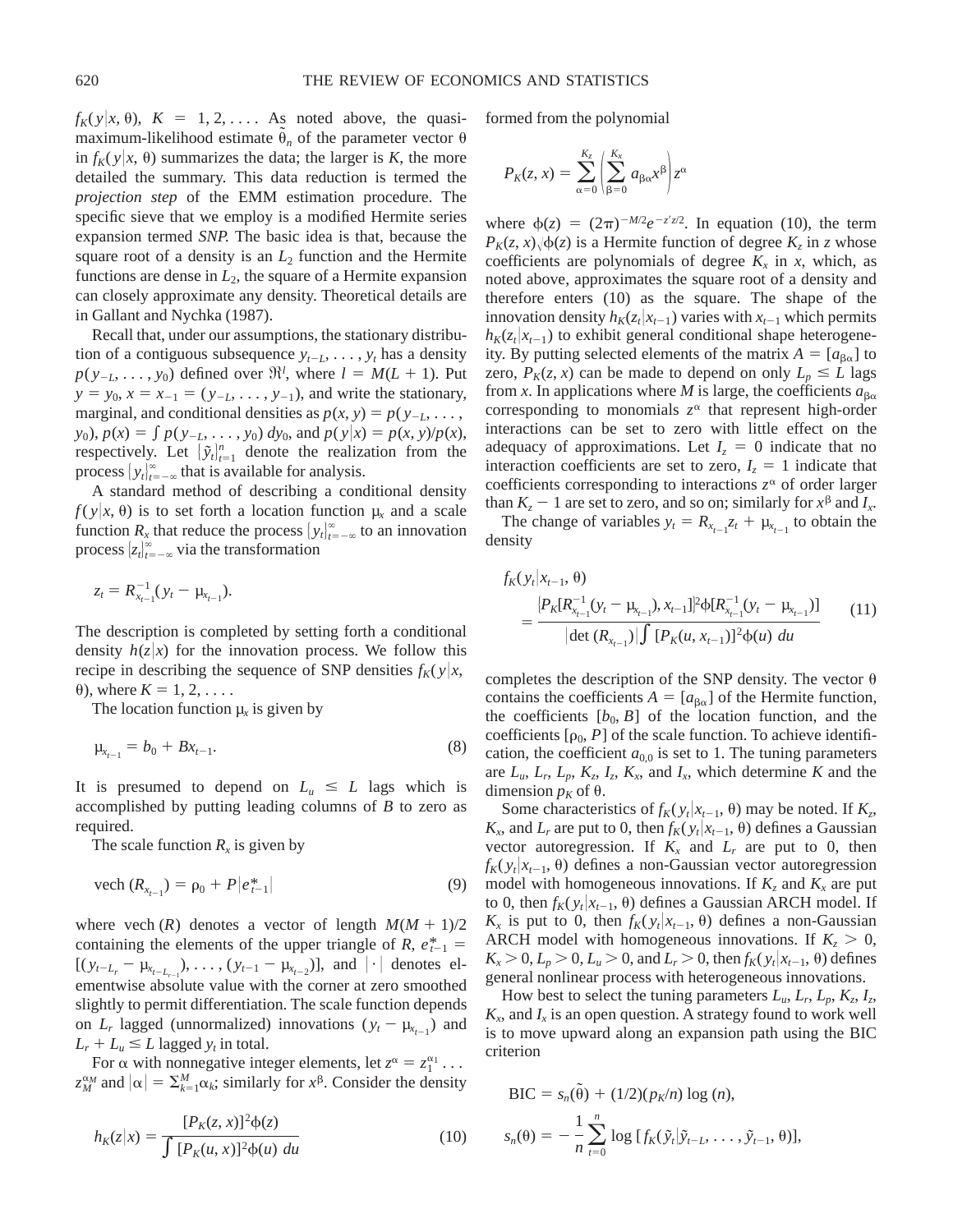$f_K(y|x, \theta)$, $K = 1, 2, \ldots$. As noted above, the quasi-maximum-likelihood estimate $\tilde{\theta}_n$ of the parameter vector $\theta$ in $f_K(y|x, \theta)$ summarizes the data; the larger is $K$, the more detailed the summary. This data reduction is termed the *projection step* of the EMM estimation procedure. The specific sieve that we employ is a modified Hermite series expansion termed *SNP*. The basic idea is that, because the square root of a density is an $L_2$ function and the Hermite functions are dense in $L_2$, the square of a Hermite expansion can closely approximate any density. Theoretical details are in Gallant and Nychka (1987).

Recall that, under our assumptions, the stationary distribution of a contiguous subsequence $y_{t-L}, \ldots, y_t$ has a density $p(y_{-L}, \ldots, y_0)$ defined over $\Re^l$, where $l = M(L + 1)$. Put $y = y_0$, $x = x_{-1} = (y_{-L}, \ldots, y_{-1})$, and write the stationary, marginal, and conditional densities as $p(x, y) = p(y_{-L}, \ldots, y_0)$, $p(x) = \int p(y_{-L}, \ldots, y_0)\, dy_0$, and $p(y|x) = p(x, y)/p(x)$, respectively. Let $\{\tilde{y}_t\}_{t=1}^n$ denote the realization from the process $\{y_t\}_{t=-\infty}^{\infty}$ that is available for analysis.

A standard method of describing a conditional density $f(y|x, \theta)$ is to set forth a location function $\mu_x$ and a scale function $R_x$ that reduce the process $\{y_t\}_{t=-\infty}^{\infty}$ to an innovation process $\{z_t\}_{t=-\infty}^{\infty}$ via the transformation

$$z_t = R_{x_{t-1}}^{-1}(y_t - \mu_{x_{t-1}}).$$

The description is completed by setting forth a conditional density $h(z|x)$ for the innovation process. We follow this recipe in describing the sequence of SNP densities $f_K(y|x, \theta)$, where $K = 1, 2, \ldots$.

The location function $\mu_x$ is given by

$$\mu_{x_{t-1}} = b_0 + Bx_{t-1}. \tag{8}$$

It is presumed to depend on $L_u \leq L$ lags which is accomplished by putting leading columns of $B$ to zero as required.

The scale function $R_x$ is given by

$$\text{vech}\,(R_{x_{t-1}}) = \rho_0 + P|e_{t-1}^*| \tag{9}$$

where vech $(R)$ denotes a vector of length $M(M + 1)/2$ containing the elements of the upper triangle of $R$, $e_{t-1}^* = [(y_{t-L_r} - \mu_{x_{t-L_r-1}}), \ldots, (y_{t-1} - \mu_{x_{t-2}})]$, and $|\cdot|$ denotes elementwise absolute value with the corner at zero smoothed slightly to permit differentiation. The scale function depends on $L_r$ lagged (unnormalized) innovations $(y_t - \mu_{x_{t-1}})$ and $L_r + L_u \leq L$ lagged $y_t$ in total.

For $\alpha$ with nonnegative integer elements, let $z^\alpha = z_1^{\alpha_1} \ldots z_M^{\alpha_M}$ and $|\alpha| = \Sigma_{k=1}^M \alpha_k$; similarly for $x^\beta$. Consider the density

$$h_K(z|x) = \frac{[P_K(z, x)]^2 \phi(z)}{\int [P_K(u, x)]^2 \phi(u)\, du} \tag{10}$$

formed from the polynomial

$$P_K(z, x) = \sum_{\alpha=0}^{K_z} \left( \sum_{\beta=0}^{K_x} a_{\beta\alpha} x^\beta \right) z^\alpha$$

where $\phi(z) = (2\pi)^{-M/2} e^{-z'z/2}$. In equation (10), the term $P_K(z, x)\sqrt{\phi(z)}$ is a Hermite function of degree $K_z$ in $z$ whose coefficients are polynomials of degree $K_x$ in $x$, which, as noted above, approximates the square root of a density and therefore enters (10) as the square. The shape of the innovation density $h_K(z_t|x_{t-1})$ varies with $x_{t-1}$ which permits $h_K(z_t|x_{t-1})$ to exhibit general conditional shape heterogeneity. By putting selected elements of the matrix $A = [a_{\beta\alpha}]$ to zero, $P_K(z, x)$ can be made to depend on only $L_p \leq L$ lags from $x$. In applications where $M$ is large, the coefficients $a_{\beta\alpha}$ corresponding to monomials $z^\alpha$ that represent high-order interactions can be set to zero with little effect on the adequacy of approximations. Let $I_z = 0$ indicate that no interaction coefficients are set to zero, $I_z = 1$ indicate that coefficients corresponding to interactions $z^\alpha$ of order larger than $K_z - 1$ are set to zero, and so on; similarly for $x^\beta$ and $I_x$.

The change of variables $y_t = R_{x_{t-1}} z_t + \mu_{x_{t-1}}$ to obtain the density

$$f_K(y_t|x_{t-1}, \theta) = \frac{\{P_K[R_{x_{t-1}}^{-1}(y_t - \mu_{x_{t-1}}), x_{t-1}]\}^2 \phi[R_{x_{t-1}}^{-1}(y_t - \mu_{x_{t-1}})]}{|\det(R_{x_{t-1}})| \int [P_K(u, x_{t-1})]^2 \phi(u)\, du} \tag{11}$$

completes the description of the SNP density. The vector $\theta$ contains the coefficients $A = [a_{\beta\alpha}]$ of the Hermite function, the coefficients $[b_0, B]$ of the location function, and the coefficients $[\rho_0, P]$ of the scale function. To achieve identification, the coefficient $a_{0,0}$ is set to 1. The tuning parameters are $L_u$, $L_r$, $L_p$, $K_z$, $I_z$, $K_x$, and $I_x$, which determine $K$ and the dimension $p_K$ of $\theta$.

Some characteristics of $f_K(y_t|x_{t-1}, \theta)$ may be noted. If $K_z$, $K_x$, and $L_r$ are put to 0, then $f_K(y_t|x_{t-1}, \theta)$ defines a Gaussian vector autoregression. If $K_x$ and $L_r$ are put to 0, then $f_K(y_t|x_{t-1}, \theta)$ defines a non-Gaussian vector autoregression model with homogeneous innovations. If $K_z$ and $K_x$ are put to 0, then $f_K(y_t|x_{t-1}, \theta)$ defines a Gaussian ARCH model. If $K_x$ is put to 0, then $f_K(y_t|x_{t-1}, \theta)$ defines a non-Gaussian ARCH model with homogeneous innovations. If $K_z > 0$, $K_x > 0$, $L_p > 0$, $L_u > 0$, and $L_r > 0$, then $f_K(y_t|x_{t-1}, \theta)$ defines general nonlinear process with heterogeneous innovations.

How best to select the tuning parameters $L_u$, $L_r$, $L_p$, $K_z$, $I_z$, $K_x$, and $I_x$ is an open question. A strategy found to work well is to move upward along an expansion path using the BIC criterion

$$\text{BIC} = s_n(\tilde{\theta}) + (1/2)(p_K/n)\log(n),$$

$$s_n(\theta) = -\frac{1}{n}\sum_{t=0}^{n} \log[f_K(\tilde{y}_t|\tilde{y}_{t-L}, \ldots, \tilde{y}_{t-1}, \theta)],$$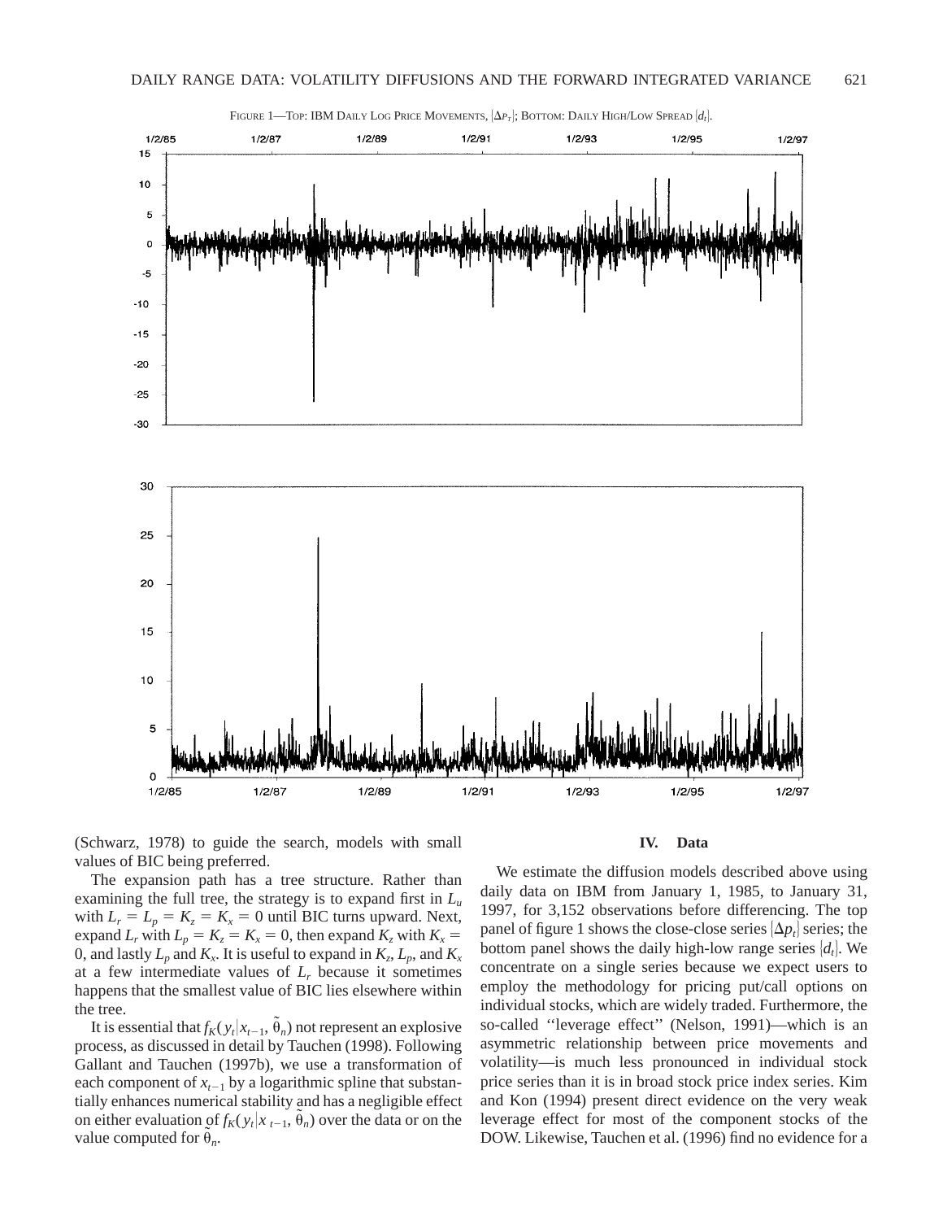FIGURE 1—TOP: IBM DAILY LOG PRICE MOVEMENTS, $\{\Delta p_t\}$; BOTTOM: DAILY HIGH/LOW SPREAD $\{d_t\}$.

(Schwarz, 1978) to guide the search, models with small values of BIC being preferred.

The expansion path has a tree structure. Rather than examining the full tree, the strategy is to expand first in $L_u$ with $L_r = L_p = K_z = K_x = 0$ until BIC turns upward. Next, expand $L_r$ with $L_p = K_z = K_x = 0$, then expand $K_z$ with $K_x = 0$, and lastly $L_p$ and $K_x$. It is useful to expand in $K_z$, $L_p$, and $K_x$ at a few intermediate values of $L_r$ because it sometimes happens that the smallest value of BIC lies elsewhere within the tree.

It is essential that $f_K(y_t|x_{t-1}, \tilde{\theta}_n)$ not represent an explosive process, as discussed in detail by Tauchen (1998). Following Gallant and Tauchen (1997b), we use a transformation of each component of $x_{t-1}$ by a logarithmic spline that substantially enhances numerical stability and has a negligible effect on either evaluation of $f_K(y_t|x_{t-1}, \tilde{\theta}_n)$ over the data or on the value computed for $\tilde{\theta}_n$.

## IV. Data

We estimate the diffusion models described above using daily data on IBM from January 1, 1985, to January 31, 1997, for 3,152 observations before differencing. The top panel of figure 1 shows the close-close series $\{\Delta p_t\}$ series; the bottom panel shows the daily high-low range series $\{d_t\}$. We concentrate on a single series because we expect users to employ the methodology for pricing put/call options on individual stocks, which are widely traded. Furthermore, the so-called ''leverage effect'' (Nelson, 1991)—which is an asymmetric relationship between price movements and volatility—is much less pronounced in individual stock price series than it is in broad stock price index series. Kim and Kon (1994) present direct evidence on the very weak leverage effect for most of the component stocks of the DOW. Likewise, Tauchen et al. (1996) find no evidence for a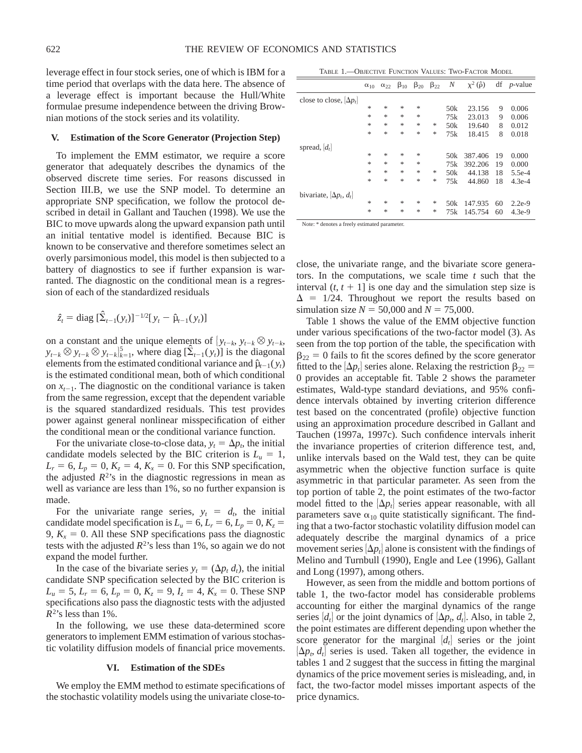leverage effect in four stock series, one of which is IBM for a time period that overlaps with the data here. The absence of a leverage effect is important because the Hull/White formulae presume independence between the driving Brownian motions of the stock series and its volatility.

## V. Estimation of the Score Generator (Projection Step)

To implement the EMM estimator, we require a score generator that adequately describes the dynamics of the observed discrete time series. For reasons discussed in Section III.B, we use the SNP model. To determine an appropriate SNP specification, we follow the protocol described in detail in Gallant and Tauchen (1998). We use the BIC to move upwards along the upward expansion path until an initial tentative model is identified. Because BIC is known to be conservative and therefore sometimes select an overly parsimonious model, this model is then subjected to a battery of diagnostics to see if further expansion is warranted. The diagnostic on the conditional mean is a regression of each of the standardized residuals

$$\hat{z}_t = \text{diag}\,[\hat{\Sigma}_{t-1}(y_t)]^{-1/2}[y_t - \hat{\mu}_{t-1}(y_t)]$$

on a constant and the unique elements of $\{y_{t-k}, y_{t-k} \otimes y_{t-k}, y_{t-k} \otimes y_{t-k} \otimes y_{t-k}\}_{k=1}^{5}$, where diag $[\hat{\Sigma}_{t-1}(y_t)]$ is the diagonal elements from the estimated conditional variance and $\hat{\mu}_{t-1}(y_t)$ is the estimated conditional mean, both of which conditional on $x_{t-1}$. The diagnostic on the conditional variance is taken from the same regression, except that the dependent variable is the squared standardized residuals. This test provides power against general nonlinear misspecification of either the conditional mean or the conditional variance function.

For the univariate close-to-close data, $y_t = \Delta p_t$, the initial candidate models selected by the BIC criterion is $L_u = 1$, $L_r = 6$, $L_p = 0$, $K_z = 4$, $K_x = 0$. For this SNP specification, the adjusted $R^2$'s in the diagnostic regressions in mean as well as variance are less than 1%, so no further expansion is made.

For the univariate range series, $y_t = d_t$, the initial candidate model specification is $L_u = 6$, $L_r = 6$, $L_p = 0$, $K_z = 9$, $K_x = 0$. All these SNP specifications pass the diagnostic tests with the adjusted $R^2$'s less than 1%, so again we do not expand the model further.

In the case of the bivariate series $y_t = (\Delta p_t\ d_t)$, the initial candidate SNP specification selected by the BIC criterion is $L_u = 5$, $L_r = 6$, $L_p = 0$, $K_z = 9$, $I_z = 4$, $K_x = 0$. These SNP specifications also pass the diagnostic tests with the adjusted $R^2$'s less than 1%.

In the following, we use these data-determined score generators to implement EMM estimation of various stochastic volatility diffusion models of financial price movements.

## VI. Estimation of the SDEs

We employ the EMM method to estimate specifications of the stochastic volatility models using the univariate close-to-close, the univariate range, and the bivariate score generators. In the computations, we scale time $t$ such that the interval $(t, t + 1]$ is one day and the simulation step size is $\Delta = 1/24$. Throughout we report the results based on simulation size $N = 50{,}000$ and $N = 75{,}000$.

TABLE 1.—OBJECTIVE FUNCTION VALUES: TWO-FACTOR MODEL

| | $\alpha_{10}$ | $\alpha_{22}$ | $\beta_{10}$ | $\beta_{20}$ | $\beta_{22}$ | $N$ | $\chi^2(\hat{\rho})$ | df | $p$-value |
|---|---|---|---|---|---|---|---|---|---|
| close to close, $\{\Delta p_t\}$ | | | | | | | | | |
| | * | * | * | * | | 50k | 23.156 | 9 | 0.006 |
| | * | * | * | * | | 75k | 23.013 | 9 | 0.006 |
| | * | * | * | * | * | 50k | 19.640 | 8 | 0.012 |
| | * | * | * | * | * | 75k | 18.415 | 8 | 0.018 |
| spread, $\{d_t\}$ | | | | | | | | | |
| | * | * | * | * | | 50k | 387.406 | 19 | 0.000 |
| | * | * | * | * | | 75k | 392.206 | 19 | 0.000 |
| | * | * | * | * | * | 50k | 44.138 | 18 | 5.5e-4 |
| | * | * | * | * | * | 75k | 44.860 | 18 | 4.3e-4 |
| bivariate, $\{\Delta p_t, d_t\}$ | | | | | | | | | |
| | * | * | * | * | * | 50k | 147.935 | 60 | 2.2e-9 |
| | * | * | * | * | * | 75k | 145.754 | 60 | 4.3e-9 |

Note: * denotes a freely estimated parameter.

Table 1 shows the value of the EMM objective function under various specifications of the two-factor model (3). As seen from the top portion of the table, the specification with $\beta_{22} = 0$ fails to fit the scores defined by the score generator fitted to the $\{\Delta p_t\}$ series alone. Relaxing the restriction $\beta_{22} = 0$ provides an acceptable fit. Table 2 shows the parameter estimates, Wald-type standard deviations, and 95% confidence intervals obtained by inverting criterion difference test based on the concentrated (profile) objective function using an approximation procedure described in Gallant and Tauchen (1997a, 1997c). Such confidence intervals inherit the invariance properties of criterion difference test, and, unlike intervals based on the Wald test, they can be quite asymmetric when the objective function surface is quite asymmetric in that particular parameter. As seen from the top portion of table 2, the point estimates of the two-factor model fitted to the $\{\Delta p_t\}$ series appear reasonable, with all parameters save $\alpha_{10}$ quite statistically significant. The finding that a two-factor stochastic volatility diffusion model can adequately describe the marginal dynamics of a price movement series $\{\Delta p_t\}$ alone is consistent with the findings of Melino and Turnbull (1990), Engle and Lee (1996), Gallant and Long (1997), among others.

However, as seen from the middle and bottom portions of table 1, the two-factor model has considerable problems accounting for either the marginal dynamics of the range series $\{d_t\}$ or the joint dynamics of $\{\Delta p_t, d_t\}$. Also, in table 2, the point estimates are different depending upon whether the score generator for the marginal $\{d_t\}$ series or the joint $\{\Delta p_t, d_t\}$ series is used. Taken all together, the evidence in tables 1 and 2 suggest that the success in fitting the marginal dynamics of the price movement series is misleading, and, in fact, the two-factor model misses important aspects of the price dynamics.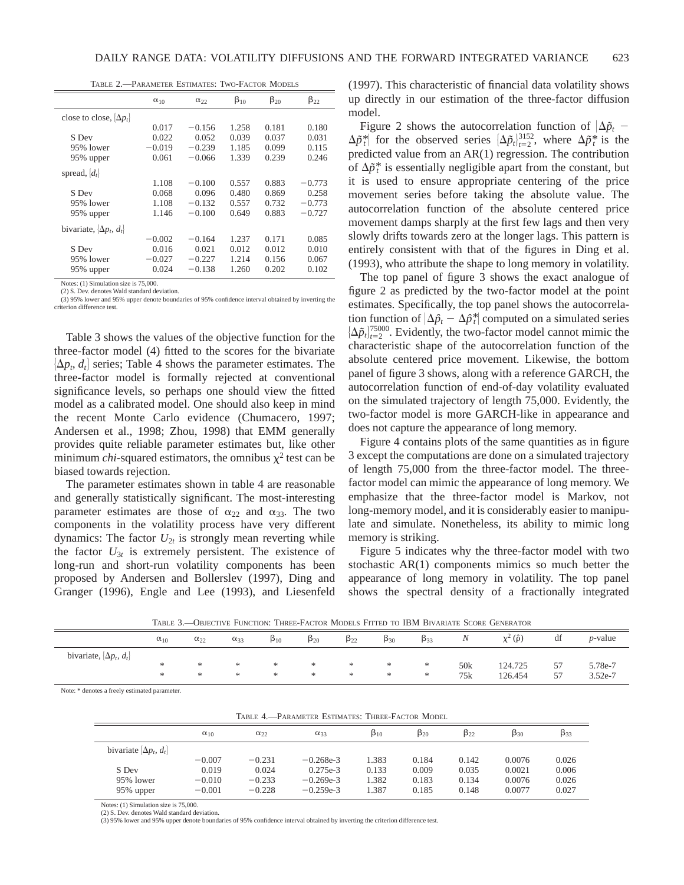TABLE 2.—PARAMETER ESTIMATES: TWO-FACTOR MODELS

| | $\alpha_{10}$ | $\alpha_{22}$ | $\beta_{10}$ | $\beta_{20}$ | $\beta_{22}$ |
|---|---|---|---|---|---|
| close to close, $\{\Delta p_t\}$ | | | | | |
| | 0.017 | −0.156 | 1.258 | 0.181 | 0.180 |
| S Dev | 0.022 | 0.052 | 0.039 | 0.037 | 0.031 |
| 95% lower | −0.019 | −0.239 | 1.185 | 0.099 | 0.115 |
| 95% upper | 0.061 | −0.066 | 1.339 | 0.239 | 0.246 |
| spread, $\{d_t\}$ | | | | | |
| | 1.108 | −0.100 | 0.557 | 0.883 | −0.773 |
| S Dev | 0.068 | 0.096 | 0.480 | 0.869 | 0.258 |
| 95% lower | 1.108 | −0.132 | 0.557 | 0.732 | −0.773 |
| 95% upper | 1.146 | −0.100 | 0.649 | 0.883 | −0.727 |
| bivariate, $\{\Delta p_t, d_t\}$ | | | | | |
| | −0.002 | −0.164 | 1.237 | 0.171 | 0.085 |
| S Dev | 0.016 | 0.021 | 0.012 | 0.012 | 0.010 |
| 95% lower | −0.027 | −0.227 | 1.214 | 0.156 | 0.067 |
| 95% upper | 0.024 | −0.138 | 1.260 | 0.202 | 0.102 |

Notes: (1) Simulation size is 75,000.
(2) S. Dev. denotes Wald standard deviation.
(3) 95% lower and 95% upper denote boundaries of 95% confidence interval obtained by inverting the criterion difference test.

Table 3 shows the values of the objective function for the three-factor model (4) fitted to the scores for the bivariate $\{\Delta p_t, d_t\}$ series; Table 4 shows the parameter estimates. The three-factor model is formally rejected at conventional significance levels, so perhaps one should view the fitted model as a calibrated model. One should also keep in mind the recent Monte Carlo evidence (Chumacero, 1997; Andersen et al., 1998; Zhou, 1998) that EMM generally provides quite reliable parameter estimates but, like other minimum *chi*-squared estimators, the omnibus $\chi^2$ test can be biased towards rejection.

The parameter estimates shown in table 4 are reasonable and generally statistically significant. The most-interesting parameter estimates are those of $\alpha_{22}$ and $\alpha_{33}$. The two components in the volatility process have very different dynamics: The factor $U_{2t}$ is strongly mean reverting while the factor $U_{3t}$ is extremely persistent. The existence of long-run and short-run volatility components has been proposed by Andersen and Bollerslev (1997), Ding and Granger (1996), Engle and Lee (1993), and Liesenfeld (1997). This characteristic of financial data volatility shows up directly in our estimation of the three-factor diffusion model.

Figure 2 shows the autocorrelation function of $|\Delta\tilde{p}_t - \Delta\tilde{p}_t^*|$ for the observed series $\{\Delta\tilde{p}_t\}_{t=2}^{3152}$, where $\Delta\tilde{p}_t^*$ is the predicted value from an AR(1) regression. The contribution of $\Delta\tilde{p}_t^*$ is essentially negligible apart from the constant, but it is used to ensure appropriate centering of the price movement series before taking the absolute value. The autocorrelation function of the absolute centered price movement damps sharply at the first few lags and then very slowly drifts towards zero at the longer lags. This pattern is entirely consistent with that of the figures in Ding et al. (1993), who attribute the shape to long memory in volatility.

The top panel of figure 3 shows the exact analogue of figure 2 as predicted by the two-factor model at the point estimates. Specifically, the top panel shows the autocorrelation function of $|\Delta\hat{p}_t - \Delta\hat{p}_t^*|$ computed on a simulated series $\{\Delta\hat{p}_t\}_{t=2}^{75000}$. Evidently, the two-factor model cannot mimic the characteristic shape of the autocorrelation function of the absolute centered price movement. Likewise, the bottom panel of figure 3 shows, along with a reference GARCH, the autocorrelation function of end-of-day volatility evaluated on the simulated trajectory of length 75,000. Evidently, the two-factor model is more GARCH-like in appearance and does not capture the appearance of long memory.

Figure 4 contains plots of the same quantities as in figure 3 except the computations are done on a simulated trajectory of length 75,000 from the three-factor model. The three-factor model can mimic the appearance of long memory. We emphasize that the three-factor model is Markov, not long-memory model, and it is considerably easier to manipulate and simulate. Nonetheless, its ability to mimic long memory is striking.

Figure 5 indicates why the three-factor model with two stochastic AR(1) components mimics so much better the appearance of long memory in volatility. The top panel shows the spectral density of a fractionally integrated

TABLE 3.—OBJECTIVE FUNCTION: THREE-FACTOR MODELS FITTED TO IBM BIVARIATE SCORE GENERATOR

| | $\alpha_{10}$ | $\alpha_{22}$ | $\alpha_{33}$ | $\beta_{10}$ | $\beta_{20}$ | $\beta_{22}$ | $\beta_{30}$ | $\beta_{33}$ | $N$ | $\chi^2(\hat{\rho})$ | df | $p$-value |
|---|---|---|---|---|---|---|---|---|---|---|---|---|
| bivariate, $\{\Delta p_t, d_t\}$ | | | | | | | | | | | | |
| | * | * | * | * | * | * | * | * | 50k | 124.725 | 57 | 5.78e-7 |
| | * | * | * | * | * | * | * | * | 75k | 126.454 | 57 | 3.52e-7 |

Note: * denotes a freely estimated parameter.

TABLE 4.—PARAMETER ESTIMATES: THREE-FACTOR MODEL

| | $\alpha_{10}$ | $\alpha_{22}$ | $\alpha_{33}$ | $\beta_{10}$ | $\beta_{20}$ | $\beta_{22}$ | $\beta_{30}$ | $\beta_{33}$ |
|---|---|---|---|---|---|---|---|---|
| bivariate $\{\Delta p_t, d_t\}$ | | | | | | | | |
| | −0.007 | −0.231 | −0.268e-3 | 1.383 | 0.184 | 0.142 | 0.0076 | 0.026 |
| S Dev | 0.019 | 0.024 | 0.275e-3 | 0.133 | 0.009 | 0.035 | 0.0021 | 0.006 |
| 95% lower | −0.010 | −0.233 | −0.269e-3 | 1.382 | 0.183 | 0.134 | 0.0076 | 0.026 |
| 95% upper | −0.001 | −0.228 | −0.259e-3 | 1.387 | 0.185 | 0.148 | 0.0077 | 0.027 |

Notes: (1) Simulation size is 75,000.
(2) S. Dev. denotes Wald standard deviation.
(3) 95% lower and 95% upper denote boundaries of 95% confidence interval obtained by inverting the criterion difference test.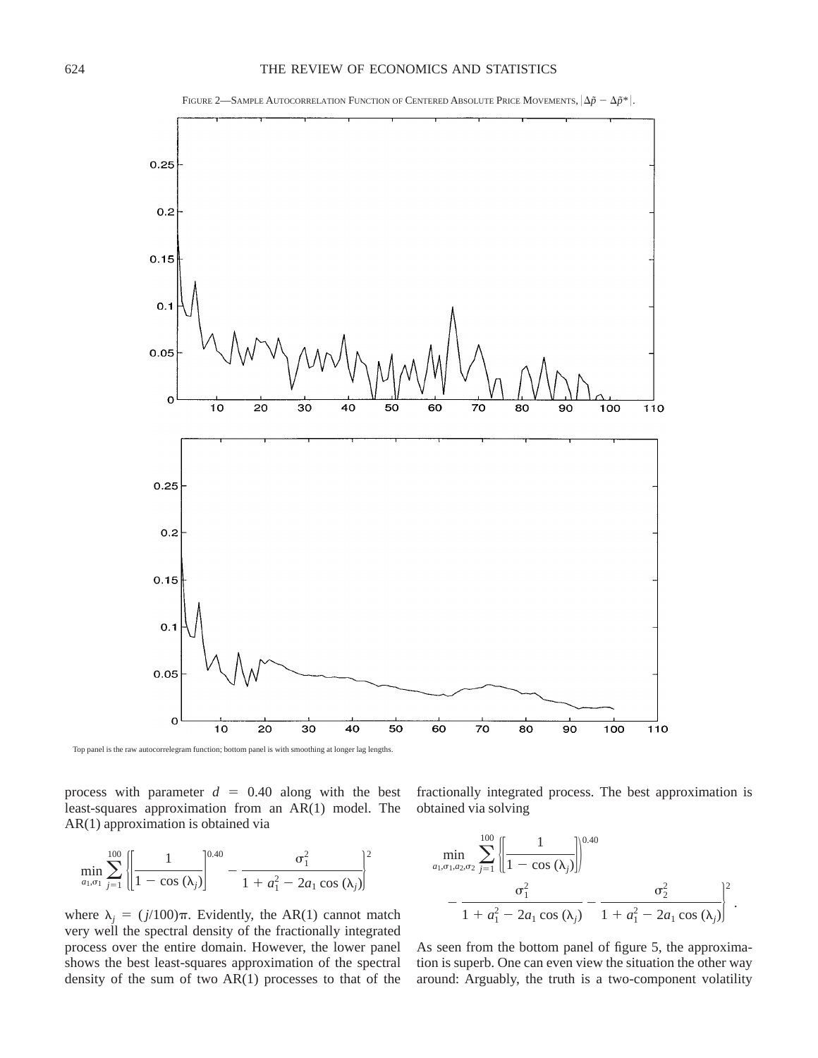FIGURE 2—SAMPLE AUTOCORRELATION FUNCTION OF CENTERED ABSOLUTE PRICE MOVEMENTS, $|\Delta\tilde{p} - \Delta\tilde{p}^*|$.

Top panel is the raw autocorrelegram function; bottom panel is with smoothing at longer lag lengths.

process with parameter $d = 0.40$ along with the best least-squares approximation from an AR(1) model. The AR(1) approximation is obtained via

$$\min_{a_1, \sigma_1} \sum_{j=1}^{100} \left\{ \left[ \frac{1}{1 - \cos(\lambda_j)} \right]^{0.40} - \frac{\sigma_1^2}{1 + a_1^2 - 2a_1 \cos(\lambda_j)} \right\}^2$$

where $\lambda_j = (j/100)\pi$. Evidently, the AR(1) cannot match very well the spectral density of the fractionally integrated process over the entire domain. However, the lower panel shows the best least-squares approximation of the spectral density of the sum of two AR(1) processes to that of the fractionally integrated process. The best approximation is obtained via solving

$$\min_{a_1, \sigma_1, a_2, \sigma_2} \sum_{j=1}^{100} \left\{ \left[ \frac{1}{1 - \cos(\lambda_j)} \right]^{0.40} - \frac{\sigma_1^2}{1 + a_1^2 - 2a_1 \cos(\lambda_j)} - \frac{\sigma_2^2}{1 + a_1^2 - 2a_1 \cos(\lambda_j)} \right\}^2 .$$

As seen from the bottom panel of figure 5, the approximation is superb. One can even view the situation the other way around: Arguably, the truth is a two-component volatility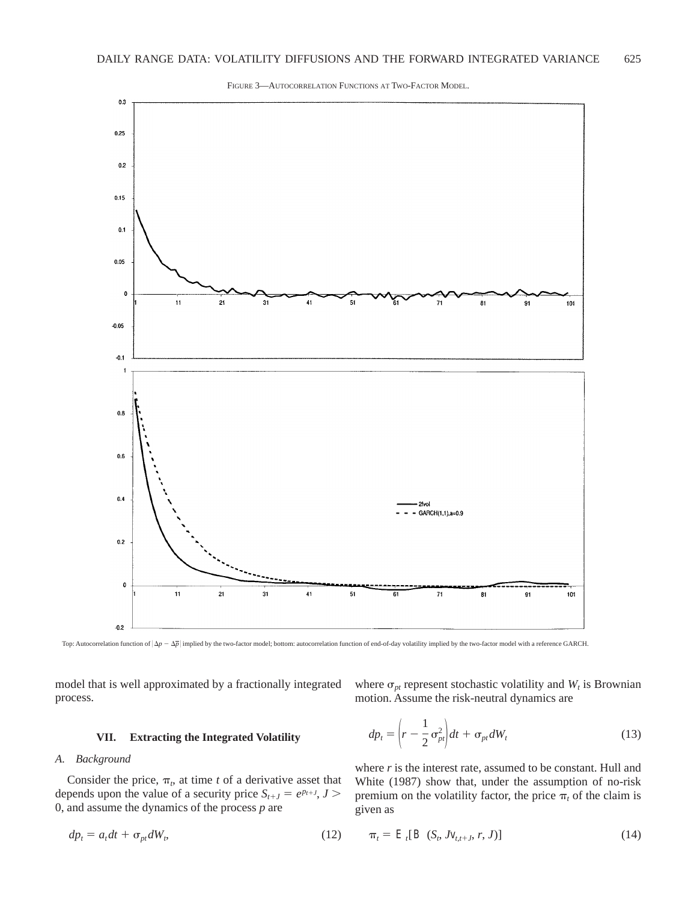FIGURE 3—AUTOCORRELATION FUNCTIONS AT TWO-FACTOR MODEL.

Top: Autocorrelation function of $|\Delta p - \Delta \bar{p}|$ implied by the two-factor model; bottom: autocorrelation function of end-of-day volatility implied by the two-factor model with a reference GARCH.

model that is well approximated by a fractionally integrated process.

## VII. Extracting the Integrated Volatility

### A. Background

Consider the price, $\pi_t$, at time $t$ of a derivative asset that depends upon the value of a security price $S_{t+J} = e^{p_{t+J}}$, $J > 0$, and assume the dynamics of the process $p$ are

$$dp_t = a_t dt + \sigma_{pt} dW_t, \tag{12}$$

where $\sigma_{pt}$ represent stochastic volatility and $W_t$ is Brownian motion. Assume the risk-neutral dynamics are

$$dp_t = \left(r - \frac{1}{2}\sigma_{pt}^2\right)dt + \sigma_{pt} dW_t \tag{13}$$

where $r$ is the interest rate, assumed to be constant. Hull and White (1987) show that, under the assumption of no-risk premium on the volatility factor, the price $\pi_t$ of the claim is given as

$$\pi_t = E_t[B(S_t, JV_{t,t+J}, r, J)] \tag{14}$$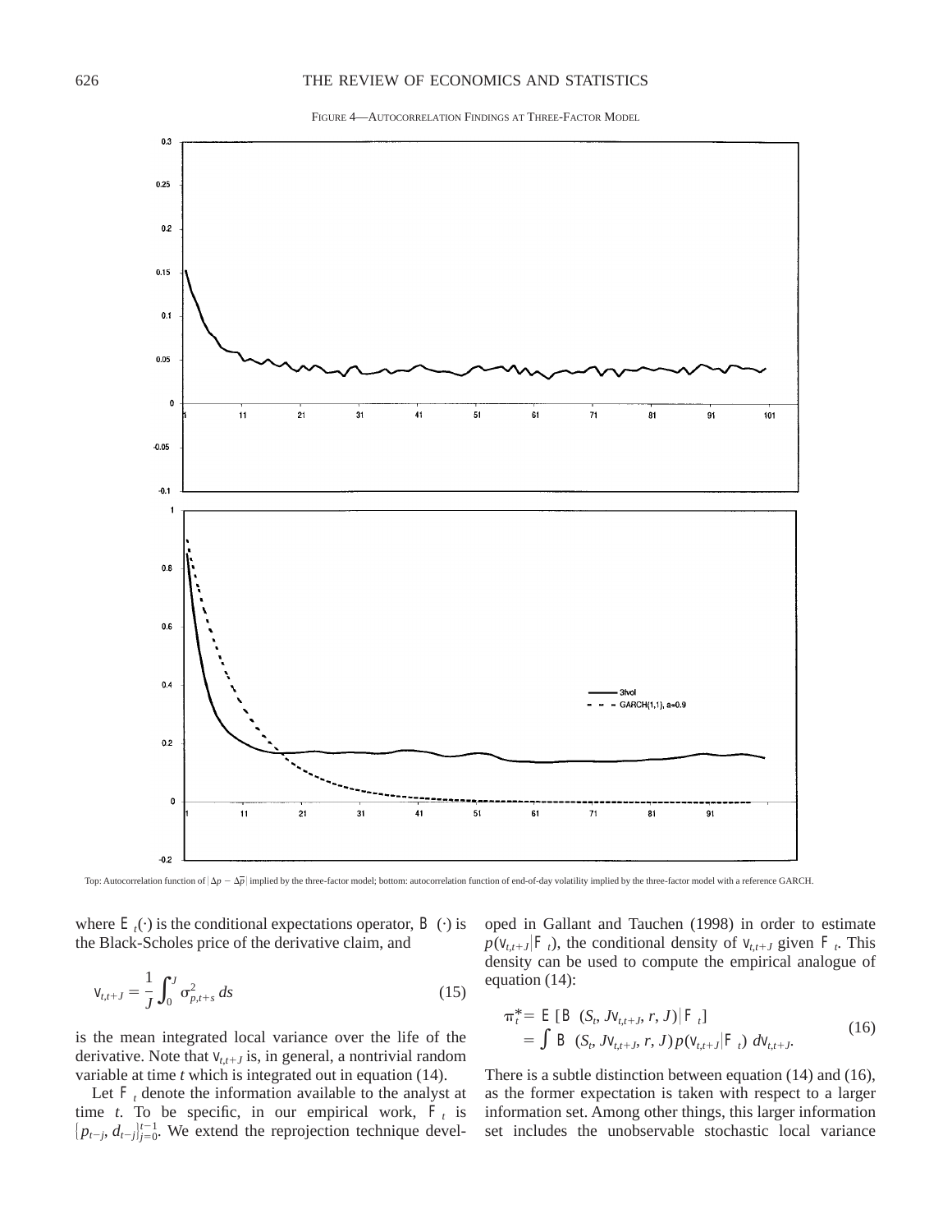FIGURE 4—AUTOCORRELATION FINDINGS AT THREE-FACTOR MODEL

Top: Autocorrelation function of $|\Delta p - \Delta \bar{p}|$ implied by the three-factor model; bottom: autocorrelation function of end-of-day volatility implied by the three-factor model with a reference GARCH.

where $\mathcal{E}_t(\cdot)$ is the conditional expectations operator, $\mathcal{B}(\cdot)$ is the Black-Scholes price of the derivative claim, and

$$\mathsf{v}_{t,t+J} = \frac{1}{J}\int_0^J \sigma^2_{p,t+s}\, ds \tag{15}$$

is the mean integrated local variance over the life of the derivative. Note that $\mathsf{v}_{t,t+J}$ is, in general, a nontrivial random variable at time $t$ which is integrated out in equation (14).

Let $\mathcal{F}_t$ denote the information available to the analyst at time $t$. To be specific, in our empirical work, $\mathcal{F}_t$ is $\{p_{t-j}, d_{t-j}\}_{j=0}^{t-1}$. We extend the reprojection technique developed in Gallant and Tauchen (1998) in order to estimate $p(\mathsf{v}_{t,t+J}|\mathcal{F}_t)$, the conditional density of $\mathsf{v}_{t,t+J}$ given $\mathcal{F}_t$. This density can be used to compute the empirical analogue of equation (14):

$$\begin{aligned}\pi_t^* &= \mathcal{E}\,[\mathcal{B}\,(S_t, J\mathsf{v}_{t,t+J}, r, J)\,|\,\mathcal{F}_t] \\ &= \int \mathcal{B}\,(S_t, J\mathsf{v}_{t,t+J}, r, J)\, p(\mathsf{v}_{t,t+J}|\mathcal{F}_t)\; d\mathsf{v}_{t,t+J}.\end{aligned} \tag{16}$$

There is a subtle distinction between equation (14) and (16), as the former expectation is taken with respect to a larger information set. Among other things, this larger information set includes the unobservable stochastic local variance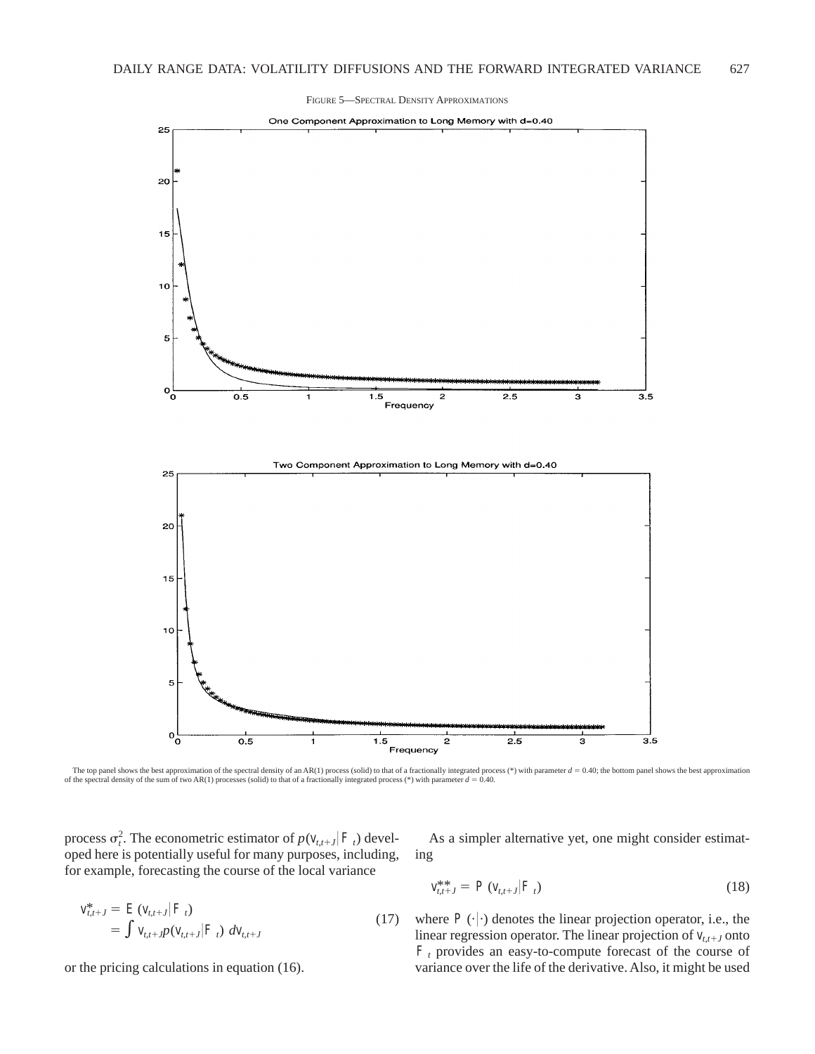FIGURE 5—SPECTRAL DENSITY APPROXIMATIONS

The top panel shows the best approximation of the spectral density of an AR(1) process (solid) to that of a fractionally integrated process (*) with parameter $d = 0.40$; the bottom panel shows the best approximation of the spectral density of the sum of two AR(1) processes (solid) to that of a fractionally integrated process (*) with parameter $d = 0.40$.

process $\sigma_t^2$. The econometric estimator of $p(\mathrm{V}_{t,t+J}|\mathcal{F}_t)$ developed here is potentially useful for many purposes, including, for example, forecasting the course of the local variance

$$\mathrm{V}_{t,t+J}^{*} = E(\mathrm{V}_{t,t+J}|\mathcal{F}_t) \\ = \int \mathrm{V}_{t,t+J}\, p(\mathrm{V}_{t,t+J}|\mathcal{F}_t)\, d\mathrm{V}_{t,t+J} \tag{17}$$

or the pricing calculations in equation (16).

As a simpler alternative yet, one might consider estimating

$$\mathrm{V}_{t,t+J}^{**} = P(\mathrm{V}_{t,t+J}|\mathcal{F}_t) \tag{18}$$

where $P(\cdot|\cdot)$ denotes the linear projection operator, i.e., the linear regression operator. The linear projection of $\mathrm{V}_{t,t+J}$ onto $\mathcal{F}_t$ provides an easy-to-compute forecast of the course of variance over the life of the derivative. Also, it might be used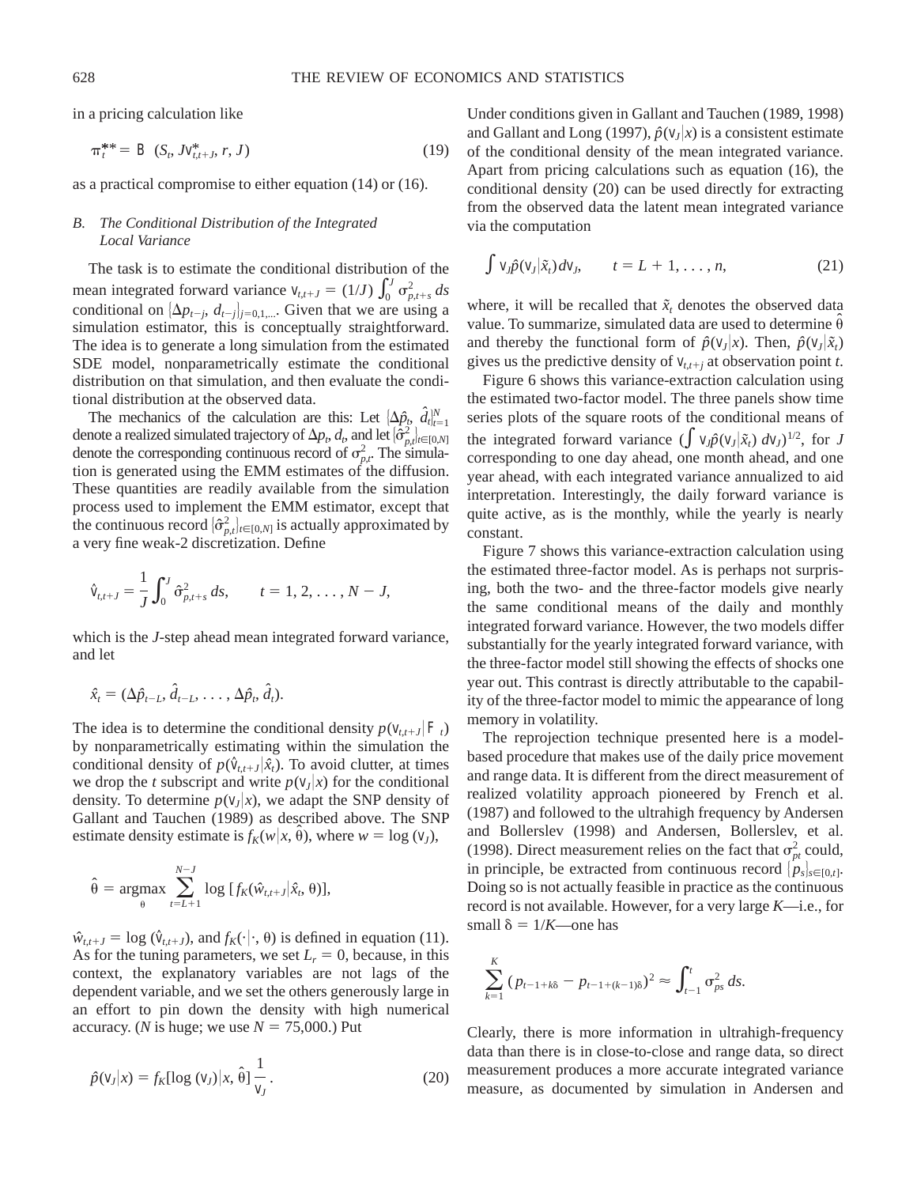in a pricing calculation like

$$\pi_t^{**} = B \;\; (S_t, J\mathsf{v}^*_{t,t+J}, r, J) \tag{19}$$

as a practical compromise to either equation (14) or (16).

### B. The Conditional Distribution of the Integrated Local Variance

The task is to estimate the conditional distribution of the mean integrated forward variance $\mathsf{v}_{t,t+J} = (1/J) \int_0^J \sigma^2_{p,t+s}\, ds$ conditional on $\{\Delta p_{t-j}, d_{t-j}\}_{j=0,1,\ldots}$. Given that we are using a simulation estimator, this is conceptually straightforward. The idea is to generate a long simulation from the estimated SDE model, nonparametrically estimate the conditional distribution on that simulation, and then evaluate the conditional distribution at the observed data.

The mechanics of the calculation are this: Let $\{\Delta \hat{p}_t, \hat{d}_t\}_{t=1}^N$ denote a realized simulated trajectory of $\Delta p_t$, $d_t$, and let $\{\hat{\sigma}^2_{p,t}\}_{t\in[0,N]}$ denote the corresponding continuous record of $\sigma^2_{p,t}$. The simulation is generated using the EMM estimates of the diffusion. These quantities are readily available from the simulation process used to implement the EMM estimator, except that the continuous record $\{\hat{\sigma}^2_{p,t}\}_{t\in[0,N]}$ is actually approximated by a very fine weak-2 discretization. Define

$$\hat{\mathsf{v}}_{t,t+J} = \frac{1}{J}\int_0^J \hat{\sigma}^2_{p,t+s}\, ds, \qquad t = 1, 2, \ldots, N - J,$$

which is the $J$-step ahead mean integrated forward variance, and let

$$\hat{x}_t = (\Delta \hat{p}_{t-L}, \hat{d}_{t-L}, \ldots, \Delta \hat{p}_t, \hat{d}_t).$$

The idea is to determine the conditional density $p(\mathsf{v}_{t,t+J} | \mathcal{F}_t)$ by nonparametrically estimating within the simulation the conditional density of $p(\hat{\mathsf{v}}_{t,t+J}|\hat{x}_t)$. To avoid clutter, at times we drop the $t$ subscript and write $p(\mathsf{v}_J|x)$ for the conditional density. To determine $p(\mathsf{v}_J|x)$, we adapt the SNP density of Gallant and Tauchen (1989) as described above. The SNP estimate density estimate is $f_K(w|x, \hat{\theta})$, where $w = \log(\mathsf{v}_J)$,

$$\hat{\theta} = \underset{\theta}{\operatorname{argmax}} \sum_{t=L+1}^{N-J} \log\,[f_K(\hat{w}_{t,t+J}|\hat{x}_t, \theta)],$$

$\hat{w}_{t,t+J} = \log(\hat{\mathsf{v}}_{t,t+J})$, and $f_K(\cdot|\cdot, \theta)$ is defined in equation (11). As for the tuning parameters, we set $L_r = 0$, because, in this context, the explanatory variables are not lags of the dependent variable, and we set the others generously large in an effort to pin down the density with high numerical accuracy. ($N$ is huge; we use $N = 75{,}000$.) Put

$$\hat{p}(\mathsf{v}_J|x) = f_K[\log(\mathsf{v}_J)|x, \hat{\theta}]\,\frac{1}{\mathsf{v}_J}. \tag{20}$$

Under conditions given in Gallant and Tauchen (1989, 1998) and Gallant and Long (1997), $\hat{p}(\mathsf{v}_J|x)$ is a consistent estimate of the conditional density of the mean integrated variance. Apart from pricing calculations such as equation (16), the conditional density (20) can be used directly for extracting from the observed data the latent mean integrated variance via the computation

$$\int \mathsf{v}_J \hat{p}(\mathsf{v}_J|\tilde{x}_t)\, d\mathsf{v}_J, \qquad t = L + 1, \ldots, n, \tag{21}$$

where, it will be recalled that $\tilde{x}_t$ denotes the observed data value. To summarize, simulated data are used to determine $\hat{\theta}$ and thereby the functional form of $\hat{p}(\mathsf{v}_J|x)$. Then, $\hat{p}(\mathsf{v}_J|\tilde{x}_t)$ gives us the predictive density of $\mathsf{v}_{t,t+j}$ at observation point $t$.

Figure 6 shows this variance-extraction calculation using the estimated two-factor model. The three panels show time series plots of the square roots of the conditional means of the integrated forward variance $(\int \mathsf{v}_J \hat{p}(\mathsf{v}_J|\tilde{x}_t)\, d\mathsf{v}_J)^{1/2}$, for $J$ corresponding to one day ahead, one month ahead, and one year ahead, with each integrated variance annualized to aid interpretation. Interestingly, the daily forward variance is quite active, as is the monthly, while the yearly is nearly constant.

Figure 7 shows this variance-extraction calculation using the estimated three-factor model. As is perhaps not surprising, both the two- and the three-factor models give nearly the same conditional means of the daily and monthly integrated forward variance. However, the two models differ substantially for the yearly integrated forward variance, with the three-factor model still showing the effects of shocks one year out. This contrast is directly attributable to the capability of the three-factor model to mimic the appearance of long memory in volatility.

The reprojection technique presented here is a model-based procedure that makes use of the daily price movement and range data. It is different from the direct measurement of realized volatility approach pioneered by French et al. (1987) and followed to the ultrahigh frequency by Andersen and Bollerslev (1998) and Andersen, Bollerslev, et al. (1998). Direct measurement relies on the fact that $\sigma^2_{pt}$ could, in principle, be extracted from continuous record $\{p_s\}_{s\in[0,t]}$. Doing so is not actually feasible in practice as the continuous record is not available. However, for a very large $K$—i.e., for small $\delta = 1/K$—one has

$$\sum_{k=1}^{K} (p_{t-1+k\delta} - p_{t-1+(k-1)\delta})^2 \approx \int_{t-1}^{t} \sigma^2_{ps}\, ds.$$

Clearly, there is more information in ultrahigh-frequency data than there is in close-to-close and range data, so direct measurement produces a more accurate integrated variance measure, as documented by simulation in Andersen and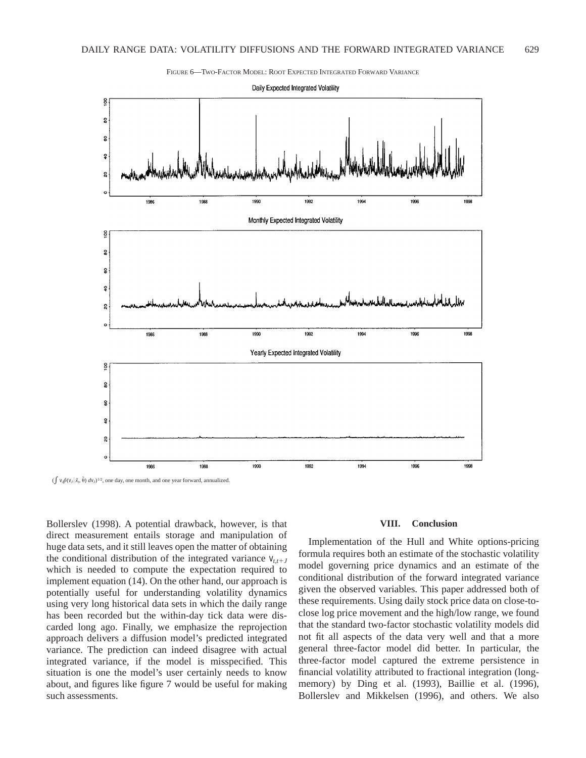FIGURE 6—TWO-FACTOR MODEL: ROOT EXPECTED INTEGRATED FORWARD VARIANCE

Daily Expected Integrated Volatility

Monthly Expected Integrated Volatility

Yearly Expected Integrated Volatility

$(\int v_J \hat{p}(v_J | \tilde{x}_t, \tilde{\theta})\, dv_J)^{1/2}$, one day, one month, and one year forward, annualized.

Bollerslev (1998). A potential drawback, however, is that direct measurement entails storage and manipulation of huge data sets, and it still leaves open the matter of obtaining the conditional distribution of the integrated variance $v_{t,t+J}$ which is needed to compute the expectation required to implement equation (14). On the other hand, our approach is potentially useful for understanding volatility dynamics using very long historical data sets in which the daily range has been recorded but the within-day tick data were discarded long ago. Finally, we emphasize the reprojection approach delivers a diffusion model's predicted integrated variance. The prediction can indeed disagree with actual integrated variance, if the model is misspecified. This situation is one the model's user certainly needs to know about, and figures like figure 7 would be useful for making such assessments.

## VIII. Conclusion

Implementation of the Hull and White options-pricing formula requires both an estimate of the stochastic volatility model governing price dynamics and an estimate of the conditional distribution of the forward integrated variance given the observed variables. This paper addressed both of these requirements. Using daily stock price data on close-to-close log price movement and the high/low range, we found that the standard two-factor stochastic volatility models did not fit all aspects of the data very well and that a more general three-factor model did better. In particular, the three-factor model captured the extreme persistence in financial volatility attributed to fractional integration (long-memory) by Ding et al. (1993), Baillie et al. (1996), Bollerslev and Mikkelsen (1996), and others. We also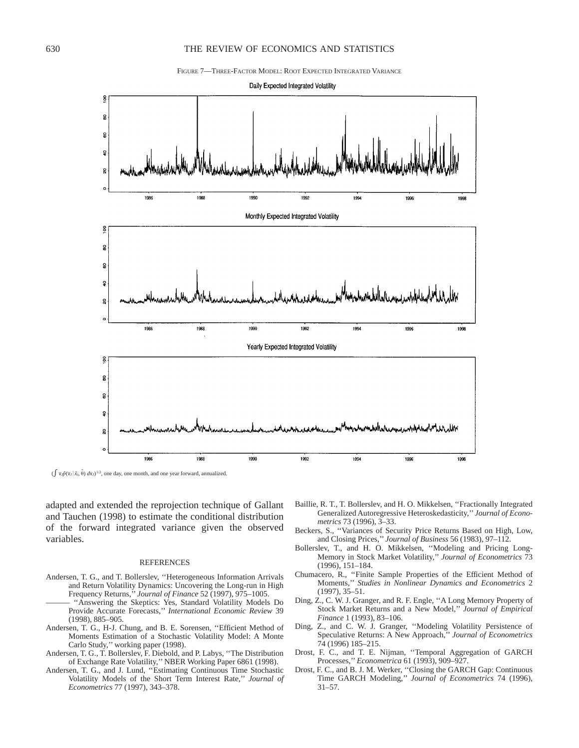FIGURE 7—THREE-FACTOR MODEL: ROOT EXPECTED INTEGRATED VARIANCE

Daily Expected Integrated Volatility

Monthly Expected Integrated Volatility

Yearly Expected Integrated Volatility

$(\int v_J \hat{p}(v_J \mid \tilde{x}_t, \tilde{\theta})\, dv_J)^{1/2}$, one day, one month, and one year forward, annualized.

adapted and extended the reprojection technique of Gallant and Tauchen (1998) to estimate the conditional distribution of the forward integrated variance given the observed variables.

## REFERENCES

Andersen, T. G., and T. Bollerslev, ''Heterogeneous Information Arrivals and Return Volatility Dynamics: Uncovering the Long-run in High Frequency Returns,'' *Journal of Finance* 52 (1997), 975–1005.

——— ''Answering the Skeptics: Yes, Standard Volatility Models Do Provide Accurate Forecasts,'' *International Economic Review* 39 (1998), 885–905.

Andersen, T. G., H-J. Chung, and B. E. Sorensen, ''Efficient Method of Moments Estimation of a Stochastic Volatility Model: A Monte Carlo Study,'' working paper (1998).

Andersen, T. G., T. Bollerslev, F. Diebold, and P. Labys, ''The Distribution of Exchange Rate Volatility,'' NBER Working Paper 6861 (1998).

Andersen, T. G., and J. Lund, ''Estimating Continuous Time Stochastic Volatility Models of the Short Term Interest Rate,'' *Journal of Econometrics* 77 (1997), 343–378.

Baillie, R. T., T. Bollerslev, and H. O. Mikkelsen, ''Fractionally Integrated Generalized Autoregressive Heteroskedasticity,'' *Journal of Econometrics* 73 (1996), 3–33.

Beckers, S., ''Variances of Security Price Returns Based on High, Low, and Closing Prices,'' *Journal of Business* 56 (1983), 97–112.

Bollerslev, T., and H. O. Mikkelsen, ''Modeling and Pricing Long-Memory in Stock Market Volatility,'' *Journal of Econometrics* 73 (1996), 151–184.

Chumacero, R., ''Finite Sample Properties of the Efficient Method of Moments,'' *Studies in Nonlinear Dynamics and Econometrics* 2 (1997), 35–51.

Ding, Z., C. W. J. Granger, and R. F. Engle, ''A Long Memory Property of Stock Market Returns and a New Model,'' *Journal of Empirical Finance* 1 (1993), 83–106.

Ding, Z., and C. W. J. Granger, ''Modeling Volatility Persistence of Speculative Returns: A New Approach,'' *Journal of Econometrics* 74 (1996) 185–215.

Drost, F. C., and T. E. Nijman, ''Temporal Aggregation of GARCH Processes,'' *Econometrica* 61 (1993), 909–927.

Drost, F. C., and B. J. M. Werker, ''Closing the GARCH Gap: Continuous Time GARCH Modeling,'' *Journal of Econometrics* 74 (1996), 31–57.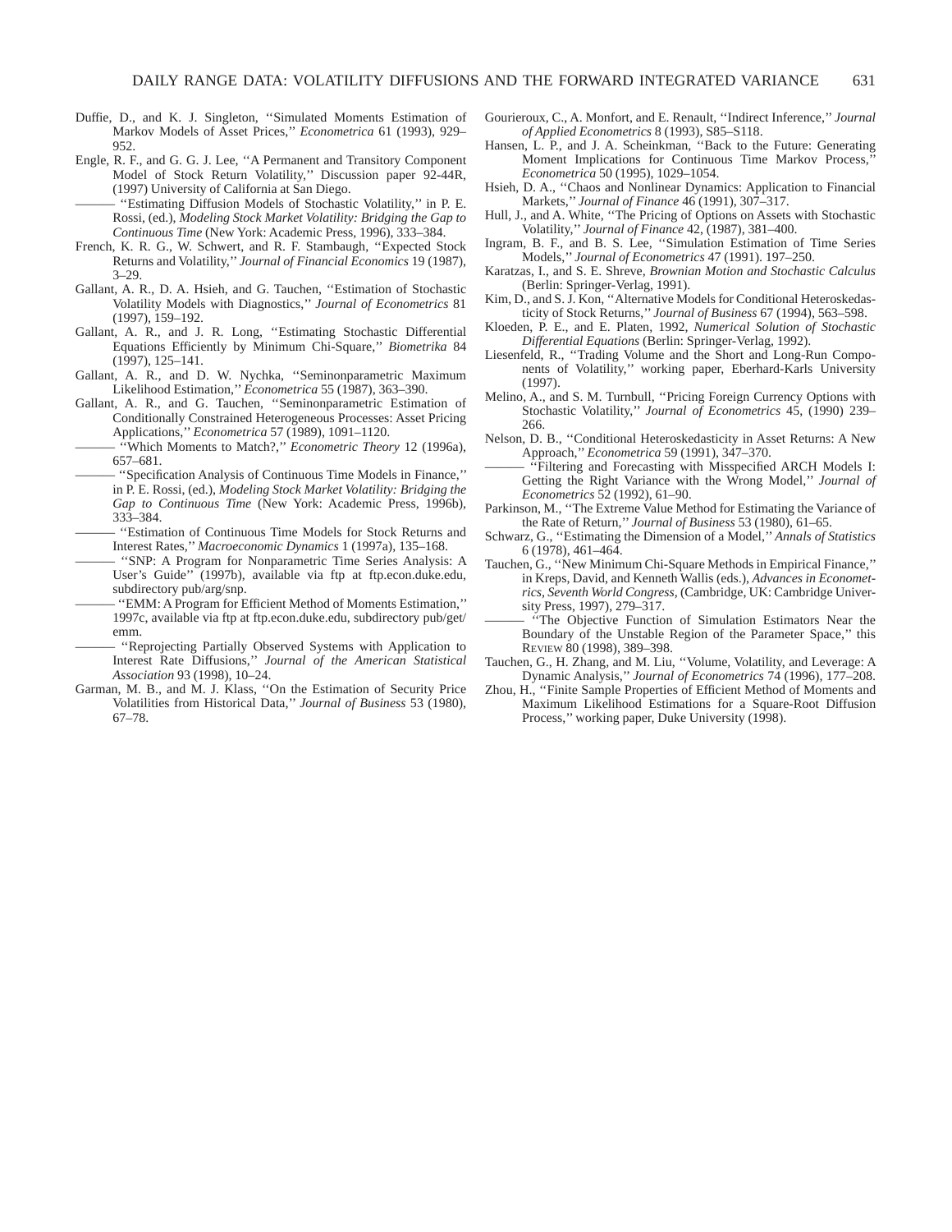Duffie, D., and K. J. Singleton, ''Simulated Moments Estimation of Markov Models of Asset Prices,'' *Econometrica* 61 (1993), 929–952.

Engle, R. F., and G. G. J. Lee, ''A Permanent and Transitory Component Model of Stock Return Volatility,'' Discussion paper 92-44R, (1997) University of California at San Diego.

——— ''Estimating Diffusion Models of Stochastic Volatility,'' in P. E. Rossi, (ed.), *Modeling Stock Market Volatility: Bridging the Gap to Continuous Time* (New York: Academic Press, 1996), 333–384.

French, K. R. G., W. Schwert, and R. F. Stambaugh, ''Expected Stock Returns and Volatility,'' *Journal of Financial Economics* 19 (1987), 3–29.

Gallant, A. R., D. A. Hsieh, and G. Tauchen, ''Estimation of Stochastic Volatility Models with Diagnostics,'' *Journal of Econometrics* 81 (1997), 159–192.

Gallant, A. R., and J. R. Long, ''Estimating Stochastic Differential Equations Efficiently by Minimum Chi-Square,'' *Biometrika* 84 (1997), 125–141.

Gallant, A. R., and D. W. Nychka, ''Seminonparametric Maximum Likelihood Estimation,'' *Econometrica* 55 (1987), 363–390.

Gallant, A. R., and G. Tauchen, ''Seminonparametric Estimation of Conditionally Constrained Heterogeneous Processes: Asset Pricing Applications,'' *Econometrica* 57 (1989), 1091–1120.

——— ''Which Moments to Match?,'' *Econometric Theory* 12 (1996a), 657–681.

——— ''Specification Analysis of Continuous Time Models in Finance,'' in P. E. Rossi, (ed.), *Modeling Stock Market Volatility: Bridging the Gap to Continuous Time* (New York: Academic Press, 1996b), 333–384.

——— ''Estimation of Continuous Time Models for Stock Returns and Interest Rates,'' *Macroeconomic Dynamics* 1 (1997a), 135–168.

——— ''SNP: A Program for Nonparametric Time Series Analysis: A User's Guide'' (1997b), available via ftp at ftp.econ.duke.edu, subdirectory pub/arg/snp.

——— ''EMM: A Program for Efficient Method of Moments Estimation,'' 1997c, available via ftp at ftp.econ.duke.edu, subdirectory pub/get/emm.

——— ''Reprojecting Partially Observed Systems with Application to Interest Rate Diffusions,'' *Journal of the American Statistical Association* 93 (1998), 10–24.

Garman, M. B., and M. J. Klass, ''On the Estimation of Security Price Volatilities from Historical Data,'' *Journal of Business* 53 (1980), 67–78.

Gourieroux, C., A. Monfort, and E. Renault, ''Indirect Inference,'' *Journal of Applied Econometrics* 8 (1993), S85–S118.

Hansen, L. P., and J. A. Scheinkman, ''Back to the Future: Generating Moment Implications for Continuous Time Markov Process,'' *Econometrica* 50 (1995), 1029–1054.

Hsieh, D. A., ''Chaos and Nonlinear Dynamics: Application to Financial Markets,'' *Journal of Finance* 46 (1991), 307–317.

Hull, J., and A. White, ''The Pricing of Options on Assets with Stochastic Volatility,'' *Journal of Finance* 42, (1987), 381–400.

Ingram, B. F., and B. S. Lee, ''Simulation Estimation of Time Series Models,'' *Journal of Econometrics* 47 (1991). 197–250.

Karatzas, I., and S. E. Shreve, *Brownian Motion and Stochastic Calculus* (Berlin: Springer-Verlag, 1991).

Kim, D., and S. J. Kon, ''Alternative Models for Conditional Heteroskedasticity of Stock Returns,'' *Journal of Business* 67 (1994), 563–598.

Kloeden, P. E., and E. Platen, 1992, *Numerical Solution of Stochastic Differential Equations* (Berlin: Springer-Verlag, 1992).

Liesenfeld, R., ''Trading Volume and the Short and Long-Run Components of Volatility,'' working paper, Eberhard-Karls University (1997).

Melino, A., and S. M. Turnbull, ''Pricing Foreign Currency Options with Stochastic Volatility,'' *Journal of Econometrics* 45, (1990) 239–266.

Nelson, D. B., ''Conditional Heteroskedasticity in Asset Returns: A New Approach,'' *Econometrica* 59 (1991), 347–370.

——— ''Filtering and Forecasting with Misspecified ARCH Models I: Getting the Right Variance with the Wrong Model,'' *Journal of Econometrics* 52 (1992), 61–90.

Parkinson, M., ''The Extreme Value Method for Estimating the Variance of the Rate of Return,'' *Journal of Business* 53 (1980), 61–65.

Schwarz, G., ''Estimating the Dimension of a Model,'' *Annals of Statistics* 6 (1978), 461–464.

Tauchen, G., ''New Minimum Chi-Square Methods in Empirical Finance,'' in Kreps, David, and Kenneth Wallis (eds.), *Advances in Econometrics, Seventh World Congress*, (Cambridge, UK: Cambridge University Press, 1997), 279–317.

——— ''The Objective Function of Simulation Estimators Near the Boundary of the Unstable Region of the Parameter Space,'' this REVIEW 80 (1998), 389–398.

Tauchen, G., H. Zhang, and M. Liu, ''Volume, Volatility, and Leverage: A Dynamic Analysis,'' *Journal of Econometrics* 74 (1996), 177–208.

Zhou, H., ''Finite Sample Properties of Efficient Method of Moments and Maximum Likelihood Estimations for a Square-Root Diffusion Process,'' working paper, Duke University (1998).